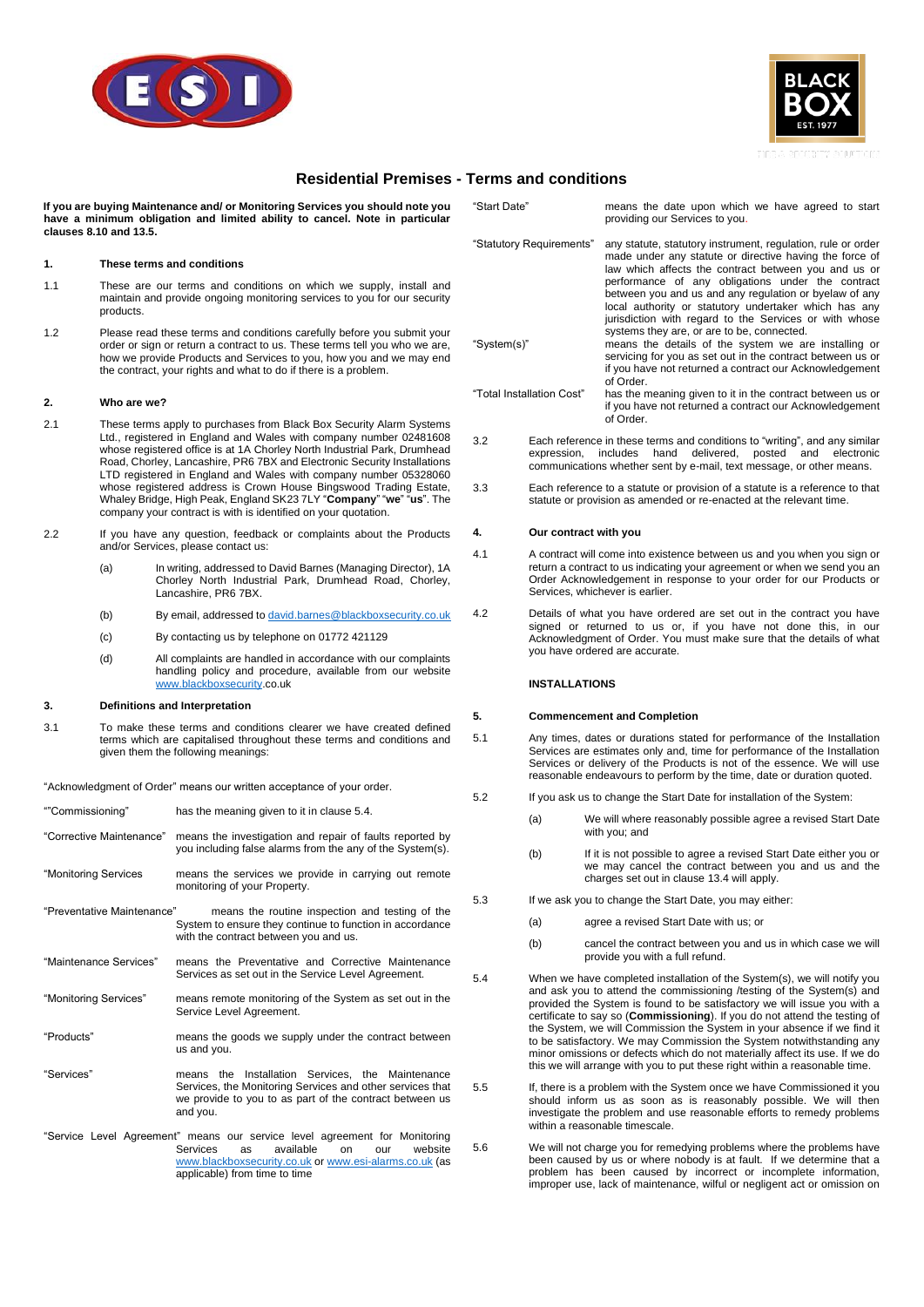# Residential Premises - Terms and conditions

**If you are buying Maintenance and/ or Monitoring Services you should note you have a minimum obligation and limited ability to cancel. Note in particular clauses 8.10 and 13.5.**

## 1. These terms and conditions

1.1 These are our terms and conditions on which we supply, install and maintain and provide ongoing monitoring services to you for our security products.

1.2 Please read these terms and conditions carefully before you submit your order or sign or return a contract to us. These terms tell you who we are, how we provide Products and Services to you, how you and we may end the contract, your rights and what to do if there is a problem.

## 2. Who are we?

2.1 These terms apply to purchases from Black Box Security Alarm Systems Ltd., registered in England and Wales with company number 02481608 whose registered office is at 1A Chorley North Industrial Park, Drumhead Road, Chorley, Lancashire, PR6 7BX and Electronic Security Installations LTD registered in England and Wales with company number 05328060 whose registered address is Crown House Bingswood Trading Estate, Whaley Bridge, High Peak, England SK23 7LY "**Company**" "**we**" "**us**". The company your contract is with is identified on your quotation.

2.2 If you have any question, feedback or complaints about the Products and/or Services, please contact us:

- (a) In writing, addressed to David Barnes (Managing Director), 1A Chorley North Industrial Park, Drumhead Road, Chorley, Lancashire, PR6 7BX.
- (b) By email, addressed to david.barnes@blackboxsecurity.co.uk
- (c) By contacting us by telephone on 01772 421129
- (d) All complaints are handled in accordance with our complaints handling policy and procedure, available from our website www.blackboxsecurity.co.uk

## 3. Definitions and Interpretation

3.1 To make these terms and conditions clearer we have created defined terms which are capitalised throughout these terms and conditions and given them the following meanings:

"Acknowledgment of Order" means our written acceptance of your order.

""Commissioning" has the meaning given to it in clause 5.4.

"Corrective Maintenance" means the investigation and repair of faults reported by you including false alarms from the any of the System(s).

"Monitoring Services" means the services we provide in carrying out remote monitoring of your Property.

"Preventative Maintenance" means the routine inspection and testing of the System to ensure they continue to function in accordance with the contract between you and us.

"Maintenance Services" means the Preventative and Corrective Maintenance Services as set out in the Service Level Agreement.

"Monitoring Services" means remote monitoring of the System as set out in the Service Level Agreement.

"Products" means the goods we supply under the contract between us and you.

"Services" means the Installation Services, the Maintenance Services, the Monitoring Services and other services that we provide to you to as part of the contract between us and you.

"Service Level Agreement" means our service level agreement for Monitoring Services as available on our website www.blackboxsecurity.co.uk or www.esi-alarms.co.uk (as applicable) from time to time

"Start Date" means the date upon which we have agreed to start providing our Services to you.

"Statutory Requirements" any statute, statutory instrument, regulation, rule or order made under any statute or directive having the force of law which affects the contract between you and us or performance of any obligations under the contract between you and us and any regulation or byelaw of any local authority or statutory undertaker which has any jurisdiction with regard to the Services or with whose systems they are, or are to be, connected.

"System(s)" means the details of the system we are installing or servicing for you as set out in the contract between us or if you have not returned a contract our Acknowledgement of Order.

"Total Installation Cost" has the meaning given to it in the contract between us or if you have not returned a contract our Acknowledgement of Order.

3.2 Each reference in these terms and conditions to "writing", and any similar expression, includes hand delivered, posted and electronic communications whether sent by e-mail, text message, or other means.

3.3 Each reference to a statute or provision of a statute is a reference to that statute or provision as amended or re-enacted at the relevant time.

## 4. Our contract with you

4.1 A contract will come into existence between us and you when you sign or return a contract to us indicating your agreement or when we send you an Order Acknowledgement in response to your order for our Products or Services, whichever is earlier.

4.2 Details of what you have ordered are set out in the contract you have signed or returned to us or, if you have not done this, in our Acknowledgment of Order. You must make sure that the details of what you have ordered are accurate.

**INSTALLATIONS**

## 5. Commencement and Completion

5.1 Any times, dates or durations stated for performance of the Installation Services are estimates only and, time for performance of the Installation Services or delivery of the Products is not of the essence. We will use reasonable endeavours to perform by the time, date or duration quoted.

5.2 If you ask us to change the Start Date for installation of the System:

- (a) We will where reasonably possible agree a revised Start Date with you; and
- (b) If it is not possible to agree a revised Start Date either you or we may cancel the contract between you and us and the charges set out in clause 13.4 will apply.

5.3 If we ask you to change the Start Date, you may either:

- (a) agree a revised Start Date with us; or
- (b) cancel the contract between you and us in which case we will provide you with a full refund.

5.4 When we have completed installation of the System(s), we will notify you and ask you to attend the commissioning /testing of the System(s) and provided the System is found to be satisfactory we will issue you with a certificate to say so (**Commissioning**). If you do not attend the testing of the System, we will Commission the System in your absence if we find it to be satisfactory. We may Commission the System notwithstanding any minor omissions or defects which do not materially affect its use. If we do this we will arrange with you to put these right within a reasonable time.

5.5 If, there is a problem with the System once we have Commissioned it you should inform us as soon as is reasonably possible. We will then investigate the problem and use reasonable efforts to remedy problems within a reasonable timescale.

5.6 We will not charge you for remedying problems where the problems have been caused by us or where nobody is at fault. If we determine that a problem has been caused by incorrect or incomplete information, improper use, lack of maintenance, wilful or negligent act or omission on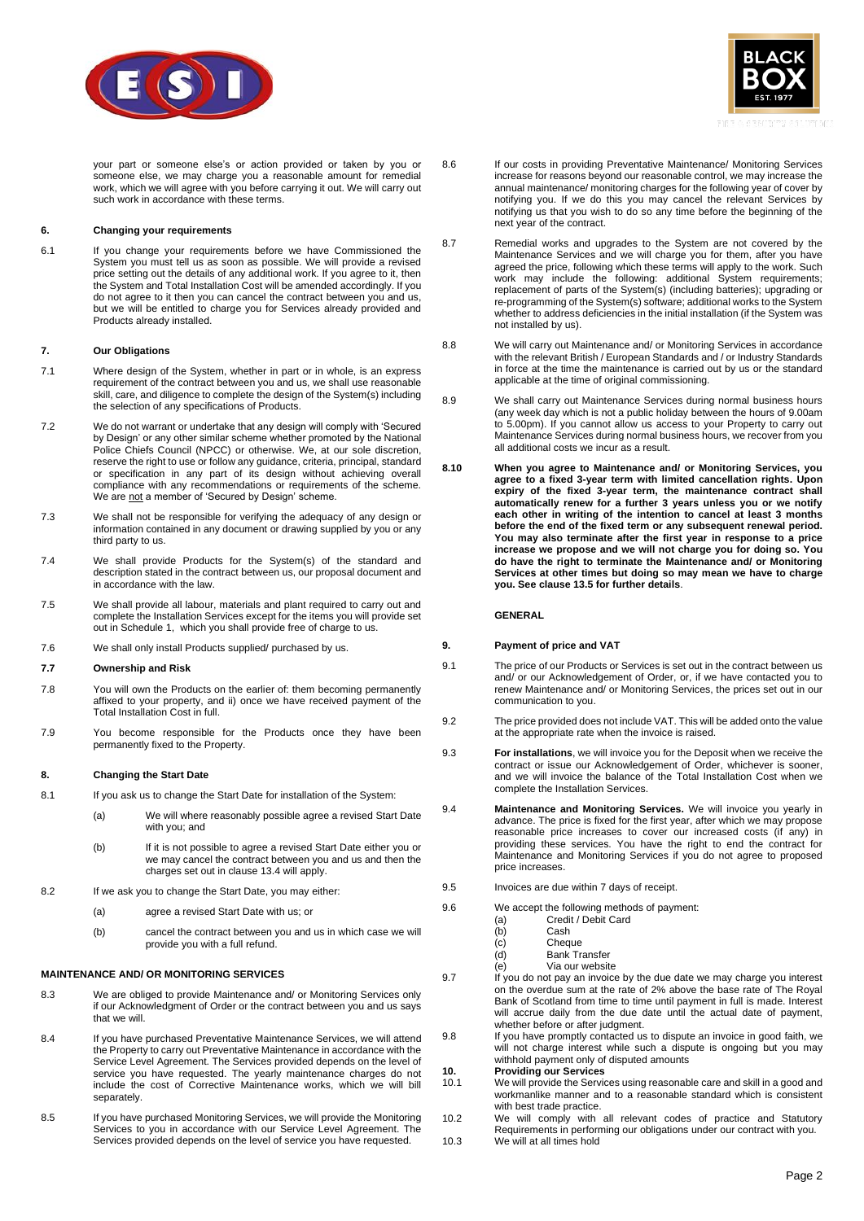your part or someone else's or action provided or taken by you or someone else, we may charge you a reasonable amount for remedial work, which we will agree with you before carrying it out. We will carry out such work in accordance with these terms.

### 6. Changing your requirements

6.1 If you change your requirements before we have Commissioned the System you must tell us as soon as possible. We will provide a revised price setting out the details of any additional work. If you agree to it, then the System and Total Installation Cost will be amended accordingly. If you do not agree to it then you can cancel the contract between you and us, but we will be entitled to charge you for Services already provided and Products already installed.

### 7. Our Obligations

7.1 Where design of the System, whether in part or in whole, is an express requirement of the contract between you and us, we shall use reasonable skill, care, and diligence to complete the design of the System(s) including the selection of any specifications of Products.

7.2 We do not warrant or undertake that any design will comply with 'Secured by Design' or any other similar scheme whether promoted by the National Police Chiefs Council (NPCC) or otherwise. We, at our sole discretion, reserve the right to use or follow any guidance, criteria, principal, standard or specification in any part of its design without achieving overall compliance with any recommendations or requirements of the scheme. We are <u>not</u> a member of 'Secured by Design' scheme.

7.3 We shall not be responsible for verifying the adequacy of any design or information contained in any document or drawing supplied by you or any third party to us.

7.4 We shall provide Products for the System(s) of the standard and description stated in the contract between us, our proposal document and in accordance with the law.

7.5 We shall provide all labour, materials and plant required to carry out and complete the Installation Services except for the items you will provide set out in Schedule 1, which you shall provide free of charge to us.

7.6 We shall only install Products supplied/ purchased by us.

**7.7 Ownership and Risk**

7.8 You will own the Products on the earlier of: them becoming permanently affixed to your property, and ii) once we have received payment of the Total Installation Cost in full.

7.9 You become responsible for the Products once they have been permanently fixed to the Property.

### 8. Changing the Start Date

8.1 If you ask us to change the Start Date for installation of the System:

(a) We will where reasonably possible agree a revised Start Date with you; and

(b) If it is not possible to agree a revised Start Date either you or we may cancel the contract between you and us and then the charges set out in clause 13.4 will apply.

8.2 If we ask you to change the Start Date, you may either:

(a) agree a revised Start Date with us; or

(b) cancel the contract between you and us in which case we will provide you with a full refund.

### MAINTENANCE AND/ OR MONITORING SERVICES

8.3 We are obliged to provide Maintenance and/ or Monitoring Services only if our Acknowledgment of Order or the contract between you and us says that we will.

8.4 If you have purchased Preventative Maintenance Services, we will attend the Property to carry out Preventative Maintenance in accordance with the Service Level Agreement. The Services provided depends on the level of service you have requested. The yearly maintenance charges do not include the cost of Corrective Maintenance works, which we will bill separately.

8.5 If you have purchased Monitoring Services, we will provide the Monitoring Services to you in accordance with our Service Level Agreement. The Services provided depends on the level of service you have requested.

8.6 If our costs in providing Preventative Maintenance/ Monitoring Services increase for reasons beyond our reasonable control, we may increase the annual maintenance/ monitoring charges for the following year of cover by notifying you. If we do this you may cancel the relevant Services by notifying us that you wish to do so any time before the beginning of the next year of the contract.

8.7 Remedial works and upgrades to the System are not covered by the Maintenance Services and we will charge you for them, after you have agreed the price, following which these terms will apply to the work. Such work may include the following: additional System requirements; replacement of parts of the System(s) (including batteries); upgrading or re-programming of the System(s) software; additional works to the System whether to address deficiencies in the initial installation (if the System was not installed by us).

8.8 We will carry out Maintenance and/ or Monitoring Services in accordance with the relevant British / European Standards and / or Industry Standards in force at the time the maintenance is carried out by us or the standard applicable at the time of original commissioning.

8.9 We shall carry out Maintenance Services during normal business hours (any week day which is not a public holiday between the hours of 9.00am to 5.00pm). If you cannot allow us access to your Property to carry out Maintenance Services during normal business hours, we recover from you all additional costs we incur as a result.

**8.10 When you agree to Maintenance and/ or Monitoring Services, you agree to a fixed 3-year term with limited cancellation rights. Upon expiry of the fixed 3-year term, the maintenance contract shall automatically renew for a further 3 years unless you or we notify each other in writing of the intention to cancel at least 3 months before the end of the fixed term or any subsequent renewal period. You may also terminate after the first year in response to a price increase we propose and we will not charge you for doing so. You do have the right to terminate the Maintenance and/ or Monitoring Services at other times but doing so may mean we have to charge you. See clause 13.5 for further details**.

### GENERAL

### 9. Payment of price and VAT

9.1 The price of our Products or Services is set out in the contract between us and/ or our Acknowledgement of Order, or, if we have contacted you to renew Maintenance and/ or Monitoring Services, the prices set out in our communication to you.

9.2 The price provided does not include VAT. This will be added onto the value at the appropriate rate when the invoice is raised.

9.3 **For installations**, we will invoice you for the Deposit when we receive the contract or issue our Acknowledgement of Order, whichever is sooner, and we will invoice the balance of the Total Installation Cost when we complete the Installation Services.

9.4 **Maintenance and Monitoring Services.** We will invoice you yearly in advance. The price is fixed for the first year, after which we may propose reasonable price increases to cover our increased costs (if any) in providing these services. You have the right to end the contract for Maintenance and Monitoring Services if you do not agree to proposed price increases.

9.5 Invoices are due within 7 days of receipt.

9.6 We accept the following methods of payment:

(a) Credit / Debit Card
(b) Cash
(c) Cheque
(d) Bank Transfer
(e) Via our website

9.7 If you do not pay an invoice by the due date we may charge you interest on the overdue sum at the rate of 2% above the base rate of The Royal Bank of Scotland from time to time until payment in full is made. Interest will accrue daily from the due date until the actual date of payment, whether before or after judgment.

9.8 If you have promptly contacted us to dispute an invoice in good faith, we will not charge interest while such a dispute is ongoing but you may withhold payment only of disputed amounts

### 10. Providing our Services

10.1 We will provide the Services using reasonable care and skill in a good and workmanlike manner and to a reasonable standard which is consistent with best trade practice.

10.2 We will comply with all relevant codes of practice and Statutory Requirements in performing our obligations under our contract with you.

10.3 We will at all times hold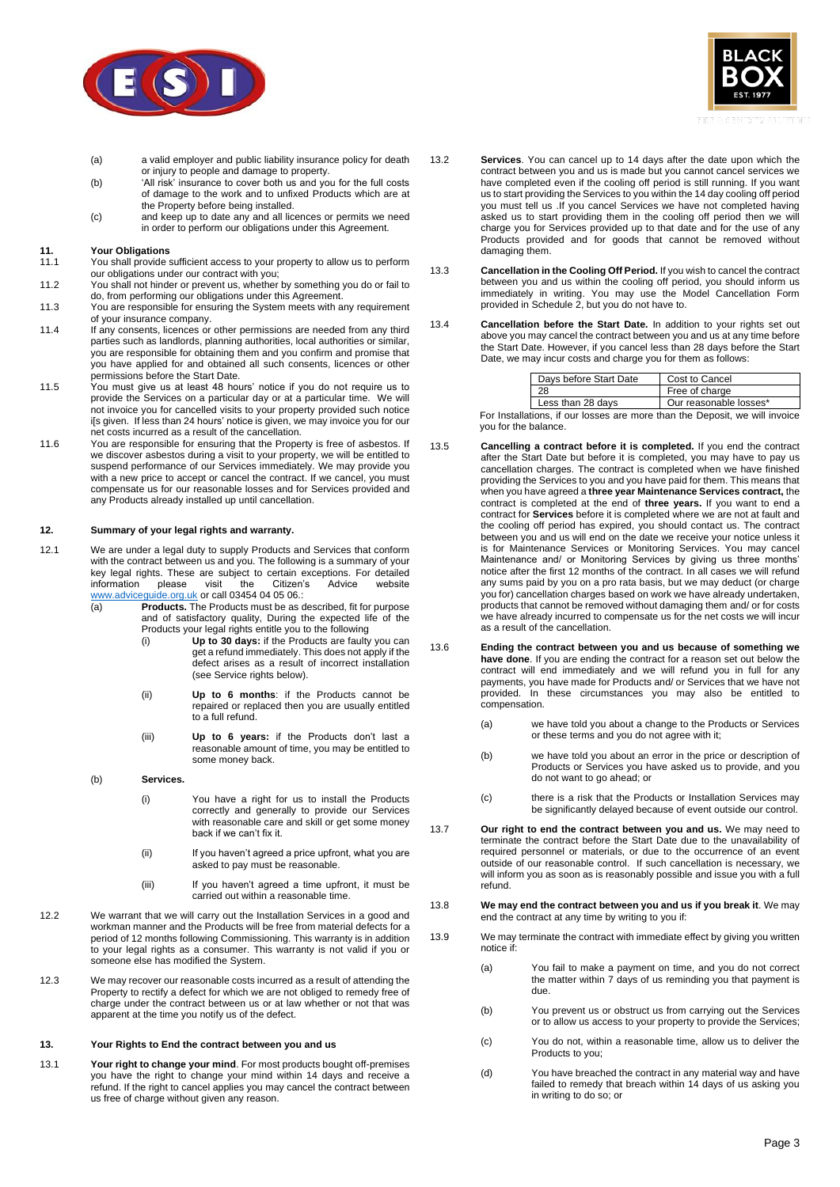(a) a valid employer and public liability insurance policy for death or injury to people and damage to property.

(b) 'All risk' insurance to cover both us and you for the full costs of damage to the work and to unfixed Products which are at the Property before being installed.

(c) and keep up to date any and all licences or permits we need in order to perform our obligations under this Agreement.

## 11. Your Obligations

11.1 You shall provide sufficient access to your property to allow us to perform our obligations under our contract with you;

11.2 You shall not hinder or prevent us, whether by something you do or fail to do, from performing our obligations under this Agreement.

11.3 You are responsible for ensuring the System meets with any requirement of your insurance company.

11.4 If any consents, licences or other permissions are needed from any third parties such as landlords, planning authorities, local authorities or similar, you are responsible for obtaining them and you confirm and promise that you have applied for and obtained all such consents, licences or other permissions before the Start Date.

11.5 You must give us at least 48 hours' notice if you do not require us to provide the Services on a particular day or at a particular time. We will not invoice you for cancelled visits to your property provided such notice i[s given. If less than 24 hours' notice is given, we may invoice you for our net costs incurred as a result of the cancellation.

11.6 You are responsible for ensuring that the Property is free of asbestos. If we discover asbestos during a visit to your property, we will be entitled to suspend performance of our Services immediately. We may provide you with a new price to accept or cancel the contract. If we cancel, you must compensate us for our reasonable losses and for Services provided and any Products already installed up until cancellation.

## 12. Summary of your legal rights and warranty.

12.1 We are under a legal duty to supply Products and Services that conform with the contract between us and you. The following is a summary of your key legal rights. These are subject to certain exceptions. For detailed information please visit the Citizen's Advice website www.adviceguide.org.uk or call 03454 04 05 06.:

(a) **Products.** The Products must be as described, fit for purpose and of satisfactory quality, During the expected life of the Products your legal rights entitle you to the following

(i) **Up to 30 days:** if the Products are faulty you can get a refund immediately. This does not apply if the defect arises as a result of incorrect installation (see Service rights below).

(ii) **Up to 6 months**: if the Products cannot be repaired or replaced then you are usually entitled to a full refund.

(iii) **Up to 6 years:** if the Products don't last a reasonable amount of time, you may be entitled to some money back.

(b) **Services.**

(i) You have a right for us to install the Products correctly and generally to provide our Services with reasonable care and skill or get some money back if we can't fix it.

(ii) If you haven't agreed a price upfront, what you are asked to pay must be reasonable.

(iii) If you haven't agreed a time upfront, it must be carried out within a reasonable time.

12.2 We warrant that we will carry out the Installation Services in a good and workman manner and the Products will be free from material defects for a period of 12 months following Commissioning. This warranty is in addition to your legal rights as a consumer. This warranty is not valid if you or someone else has modified the System.

12.3 We may recover our reasonable costs incurred as a result of attending the Property to rectify a defect for which we are not obliged to remedy free of charge under the contract between us or at law whether or not that was apparent at the time you notify us of the defect.

## 13. Your Rights to End the contract between you and us

13.1 **Your right to change your mind**. For most products bought off-premises you have the right to change your mind within 14 days and receive a refund. If the right to cancel applies you may cancel the contract between us free of charge without given any reason.

13.2 **Services**. You can cancel up to 14 days after the date upon which the contract between you and us is made but you cannot cancel services we have completed even if the cooling off period is still running. If you want us to start providing the Services to you within the 14 day cooling off period you must tell us .If you cancel Services we have not completed having asked us to start providing them in the cooling off period then we will charge you for Services provided up to that date and for the use of any Products provided and for goods that cannot be removed without damaging them.

13.3 **Cancellation in the Cooling Off Period.** If you wish to cancel the contract between you and us within the cooling off period, you should inform us immediately in writing. You may use the Model Cancellation Form provided in Schedule 2, but you do not have to.

13.4 **Cancellation before the Start Date.** In addition to your rights set out above you may cancel the contract between you and us at any time before the Start Date. However, if you cancel less than 28 days before the Start Date, we may incur costs and charge you for them as follows:

| Days before Start Date | Cost to Cancel |
|---|---|
| 28 | Free of charge |
| Less than 28 days | Our reasonable losses* |

For Installations, if our losses are more than the Deposit, we will invoice you for the balance.

13.5 **Cancelling a contract before it is completed.** If you end the contract after the Start Date but before it is completed, you may have to pay us cancellation charges. The contract is completed when we have finished providing the Services to you and you have paid for them. This means that when you have agreed a **three year Maintenance Services contract,** the contract is completed at the end of **three years.** If you want to end a contract for **Services** before it is completed where we are not at fault and the cooling off period has expired, you should contact us. The contract between you and us will end on the date we receive your notice unless it is for Maintenance Services or Monitoring Services. You may cancel Maintenance and/ or Monitoring Services by giving us three months' notice after the first 12 months of the contract. In all cases we will refund any sums paid by you on a pro rata basis, but we may deduct (or charge you for) cancellation charges based on work we have already undertaken, products that cannot be removed without damaging them and/ or for costs we have already incurred to compensate us for the net costs we will incur as a result of the cancellation.

13.6 **Ending the contract between you and us because of something we have done**. If you are ending the contract for a reason set out below the contract will end immediately and we will refund you in full for any payments, you have made for Products and/ or Services that we have not provided. In these circumstances you may also be entitled to compensation.

(a) we have told you about a change to the Products or Services or these terms and you do not agree with it;

(b) we have told you about an error in the price or description of Products or Services you have asked us to provide, and you do not want to go ahead; or

(c) there is a risk that the Products or Installation Services may be significantly delayed because of event outside our control.

13.7 **Our right to end the contract between you and us.** We may need to terminate the contract before the Start Date due to the unavailability of required personnel or materials, or due to the occurrence of an event outside of our reasonable control. If such cancellation is necessary, we will inform you as soon as is reasonably possible and issue you with a full refund.

13.8 **We may end the contract between you and us if you break it**. We may end the contract at any time by writing to you if:

13.9 We may terminate the contract with immediate effect by giving you written notice if:

(a) You fail to make a payment on time, and you do not correct the matter within 7 days of us reminding you that payment is due.

(b) You prevent us or obstruct us from carrying out the Services or to allow us access to your property to provide the Services;

(c) You do not, within a reasonable time, allow us to deliver the Products to you;

(d) You have breached the contract in any material way and have failed to remedy that breach within 14 days of us asking you in writing to do so; or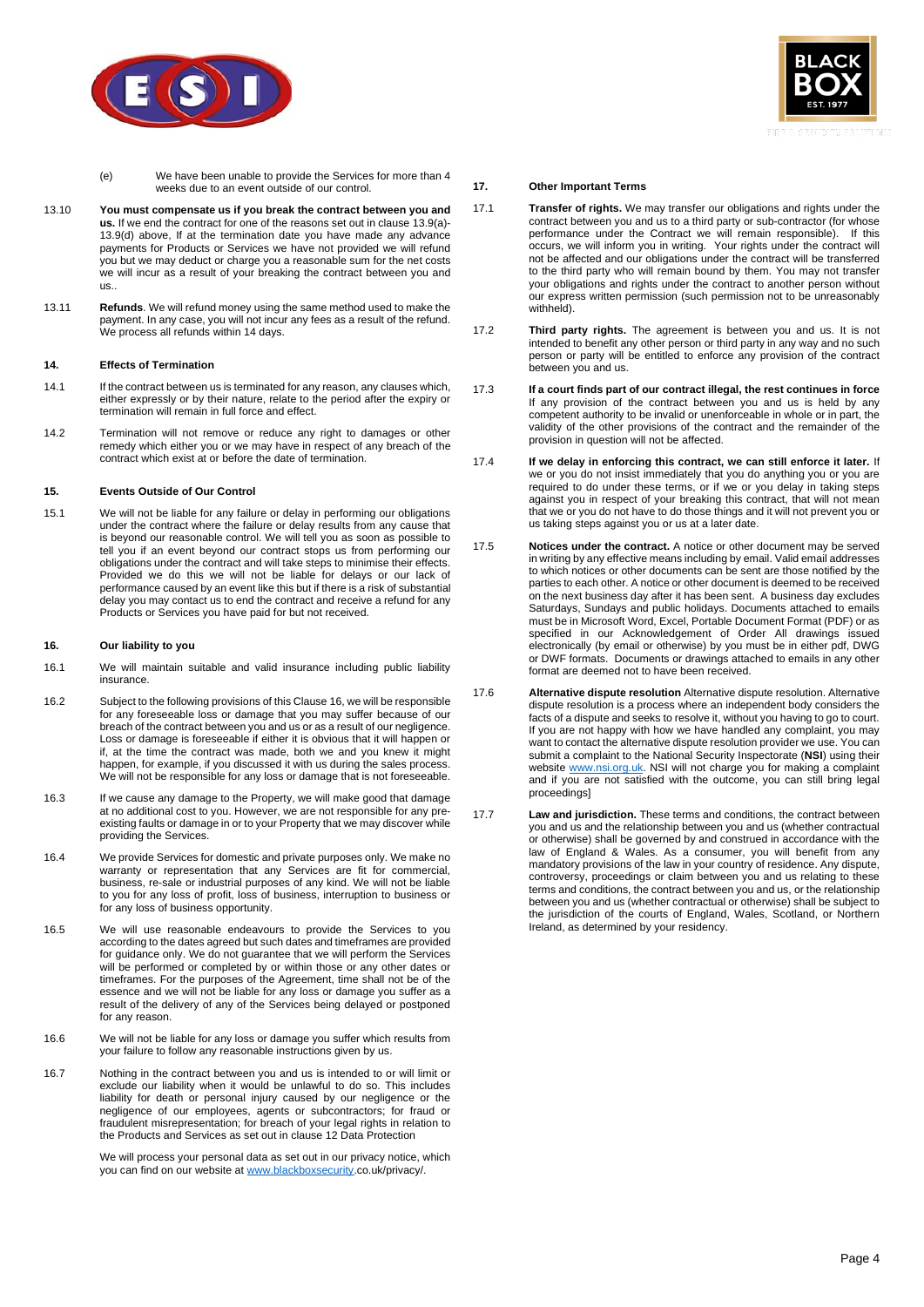(e) We have been unable to provide the Services for more than 4 weeks due to an event outside of our control.

13.10 **You must compensate us if you break the contract between you and us.** If we end the contract for one of the reasons set out in clause 13.9(a)-13.9(d) above, If at the termination date you have made any advance payments for Products or Services we have not provided we will refund you but we may deduct or charge you a reasonable sum for the net costs we will incur as a result of your breaking the contract between you and us..

13.11 **Refunds**. We will refund money using the same method used to make the payment. In any case, you will not incur any fees as a result of the refund. We process all refunds within 14 days.

## 14. Effects of Termination

14.1 If the contract between us is terminated for any reason, any clauses which, either expressly or by their nature, relate to the period after the expiry or termination will remain in full force and effect.

14.2 Termination will not remove or reduce any right to damages or other remedy which either you or we may have in respect of any breach of the contract which exist at or before the date of termination.

## 15. Events Outside of Our Control

15.1 We will not be liable for any failure or delay in performing our obligations under the contract where the failure or delay results from any cause that is beyond our reasonable control. We will tell you as soon as possible to tell you if an event beyond our contract stops us from performing our obligations under the contract and will take steps to minimise their effects. Provided we do this we will not be liable for delays or our lack of performance caused by an event like this but if there is a risk of substantial delay you may contact us to end the contract and receive a refund for any Products or Services you have paid for but not received.

## 16. Our liability to you

16.1 We will maintain suitable and valid insurance including public liability insurance.

16.2 Subject to the following provisions of this Clause 16, we will be responsible for any foreseeable loss or damage that you may suffer because of our breach of the contract between you and us or as a result of our negligence. Loss or damage is foreseeable if either it is obvious that it will happen or if, at the time the contract was made, both we and you knew it might happen, for example, if you discussed it with us during the sales process. We will not be responsible for any loss or damage that is not foreseeable.

16.3 If we cause any damage to the Property, we will make good that damage at no additional cost to you. However, we are not responsible for any pre-existing faults or damage in or to your Property that we may discover while providing the Services.

16.4 We provide Services for domestic and private purposes only. We make no warranty or representation that any Services are fit for commercial, business, re-sale or industrial purposes of any kind. We will not be liable to you for any loss of profit, loss of business, interruption to business or for any loss of business opportunity.

16.5 We will use reasonable endeavours to provide the Services to you according to the dates agreed but such dates and timeframes are provided for guidance only. We do not guarantee that we will perform the Services will be performed or completed by or within those or any other dates or timeframes. For the purposes of the Agreement, time shall not be of the essence and we will not be liable for any loss or damage you suffer as a result of the delivery of any of the Services being delayed or postponed for any reason.

16.6 We will not be liable for any loss or damage you suffer which results from your failure to follow any reasonable instructions given by us.

16.7 Nothing in the contract between you and us is intended to or will limit or exclude our liability when it would be unlawful to do so. This includes liability for death or personal injury caused by our negligence or the negligence of our employees, agents or subcontractors; for fraud or fraudulent misrepresentation; for breach of your legal rights in relation to the Products and Services as set out in clause 12 Data Protection

We will process your personal data as set out in our privacy notice, which you can find on our website at www.blackboxsecurity.co.uk/privacy/.

## 17. Other Important Terms

17.1 **Transfer of rights.** We may transfer our obligations and rights under the contract between you and us to a third party or sub-contractor (for whose performance under the Contract we will remain responsible). If this occurs, we will inform you in writing. Your rights under the contract will not be affected and our obligations under the contract will be transferred to the third party who will remain bound by them. You may not transfer your obligations and rights under the contract to another person without our express written permission (such permission not to be unreasonably withheld).

17.2 **Third party rights.** The agreement is between you and us. It is not intended to benefit any other person or third party in any way and no such person or party will be entitled to enforce any provision of the contract between you and us.

17.3 **If a court finds part of our contract illegal, the rest continues in force** If any provision of the contract between you and us is held by any competent authority to be invalid or unenforceable in whole or in part, the validity of the other provisions of the contract and the remainder of the provision in question will not be affected.

17.4 **If we delay in enforcing this contract, we can still enforce it later.** If we or you do not insist immediately that you do anything you or we are required to do under these terms, or if we or you delay in taking steps against you in respect of your breaking this contract, that will not mean that we or you do not have to do those things and it will not prevent you or us taking steps against you or us at a later date.

17.5 **Notices under the contract.** A notice or other document may be served in writing by any effective means including by email. Valid email addresses to which notices or other documents can be sent are those notified by the parties to each other. A notice or other document is deemed to be received on the next business day after it has been sent. A business day excludes Saturdays, Sundays and public holidays. Documents attached to emails must be in Microsoft Word, Excel, Portable Document Format (PDF) or as specified in our Acknowledgement of Order All drawings issued electronically (by email or otherwise) by you must be in either pdf, DWG or DWF formats. Documents or drawings attached to emails in any other format are deemed not to have been received.

17.6 **Alternative dispute resolution** Alternative dispute resolution. Alternative dispute resolution is a process where an independent body considers the facts of a dispute and seeks to resolve it, without you having to go to court. If you are not happy with how we have handled any complaint, you may want to contact the alternative dispute resolution provider we use. You can submit a complaint to the National Security Inspectorate (**NSI**) using their website www.nsi.org.uk. NSI will not charge you for making a complaint and if you are not satisfied with the outcome, you can still bring legal proceedings]

17.7 **Law and jurisdiction.** These terms and conditions, the contract between you and us and the relationship between you and us (whether contractual or otherwise) shall be governed by and construed in accordance with the law of England & Wales. As a consumer, you will benefit from any mandatory provisions of the law in your country of residence. Any dispute, controversy, proceedings or claim between you and us relating to these terms and conditions, the contract between you and us, or the relationship between you and us (whether contractual or otherwise) shall be subject to the jurisdiction of the courts of England, Wales, Scotland, or Northern Ireland, as determined by your residency.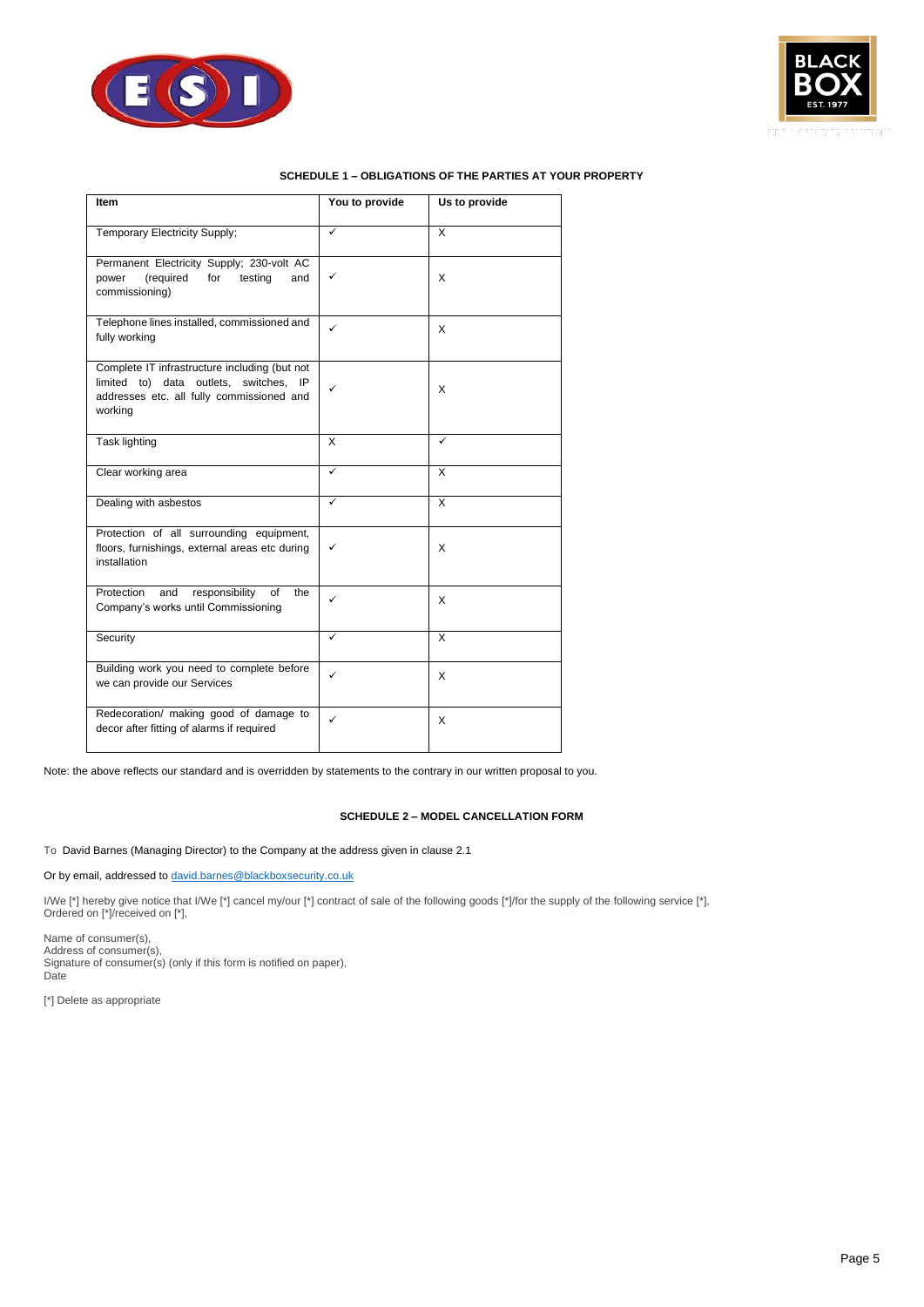### SCHEDULE 1 – OBLIGATIONS OF THE PARTIES AT YOUR PROPERTY

| Item | You to provide | Us to provide |
|---|---|---|
| Temporary Electricity Supply; | ✓ | X |
| Permanent Electricity Supply; 230-volt AC power (required for testing and commissioning) | ✓ | X |
| Telephone lines installed, commissioned and fully working | ✓ | X |
| Complete IT infrastructure including (but not limited to) data outlets, switches, IP addresses etc. all fully commissioned and working | ✓ | X |
| Task lighting | X | ✓ |
| Clear working area | ✓ | X |
| Dealing with asbestos | ✓ | X |
| Protection of all surrounding equipment, floors, furnishings, external areas etc during installation | ✓ | X |
| Protection and responsibility of the Company's works until Commissioning | ✓ | X |
| Security | ✓ | X |
| Building work you need to complete before we can provide our Services | ✓ | X |
| Redecoration/ making good of damage to decor after fitting of alarms if required | ✓ | X |

Note: the above reflects our standard and is overridden by statements to the contrary in our written proposal to you.

### SCHEDULE 2 – MODEL CANCELLATION FORM

To David Barnes (Managing Director) to the Company at the address given in clause 2.1

Or by email, addressed to david.barnes@blackboxsecurity.co.uk

I/We [*] hereby give notice that I/We [*] cancel my/our [*] contract of sale of the following goods [*]/for the supply of the following service [*],
Ordered on [*]/received on [*],

Name of consumer(s),
Address of consumer(s),
Signature of consumer(s) (only if this form is notified on paper),
Date

[*] Delete as appropriate